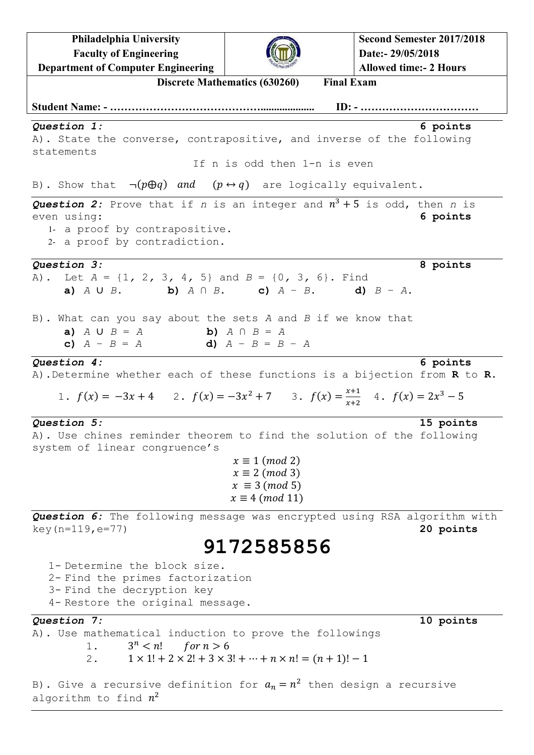| Philadelphia University<br>Faculty of Engineering<br>Department of Computer Engineering | | Second Semester 2017/2018<br>Date:- 29/05/2018<br>Allowed time:- 2 Hours |
|---|---|---|

**Discrete Mathematics (630260) Final Exam**

**Student Name: - ……………………………………................... ID: - ……………………………**

---

***Question 1:*** **6 points**

A). State the converse, contrapositive, and inverse of the following statements

If n is odd then 1-n is even

B). Show that $\neg(p \oplus q)$ *and* $(p \leftrightarrow q)$ are logically equivalent.

---

***Question 2:*** Prove that if $n$ is an integer and $n^3 + 5$ is odd, then $n$ is even using: **6 points**

1. a proof by contrapositive.
2. a proof by contradiction.

---

***Question 3:*** **8 points**

A). Let $A = \{1, 2, 3, 4, 5\}$ and $B = \{0, 3, 6\}$. Find

**a)** $A \cup B$. **b)** $A \cap B$. **c)** $A - B$. **d)** $B - A$.

B). What can you say about the sets $A$ and $B$ if we know that

**a)** $A \cup B = A$ **b)** $A \cap B = A$

**c)** $A - B = A$ **d)** $A - B = B - A$

---

***Question 4:*** **6 points**

A). Determine whether each of these functions is a bijection from **R** to **R**.

1. $f(x) = -3x + 4$ 2. $f(x) = -3x^2 + 7$ 3. $f(x) = \frac{x+1}{x+2}$ 4. $f(x) = 2x^3 - 5$

---

***Question 5:*** **15 points**

A). Use chines reminder theorem to find the solution of the following system of linear congruence's

$$x \equiv 1 \ (mod\ 2)$$
$$x \equiv 2 \ (mod\ 3)$$
$$x \equiv 3 \ (mod\ 5)$$
$$x \equiv 4 \ (mod\ 11)$$

---

***Question 6:*** The following message was encrypted using RSA algorithm with key(n=119,e=77) **20 points**

# 9172585856

1. Determine the block size.
2. Find the primes factorization
3. Find the decryption key
4. Restore the original message.

---

***Question 7:*** **10 points**

A). Use mathematical induction to prove the followings

1. $3^n < n! \quad for\ n > 6$
2. $1 \times 1! + 2 \times 2! + 3 \times 3! + \cdots + n \times n! = (n+1)! - 1$

B). Give a recursive definition for $a_n = n^2$ then design a recursive algorithm to find $n^2$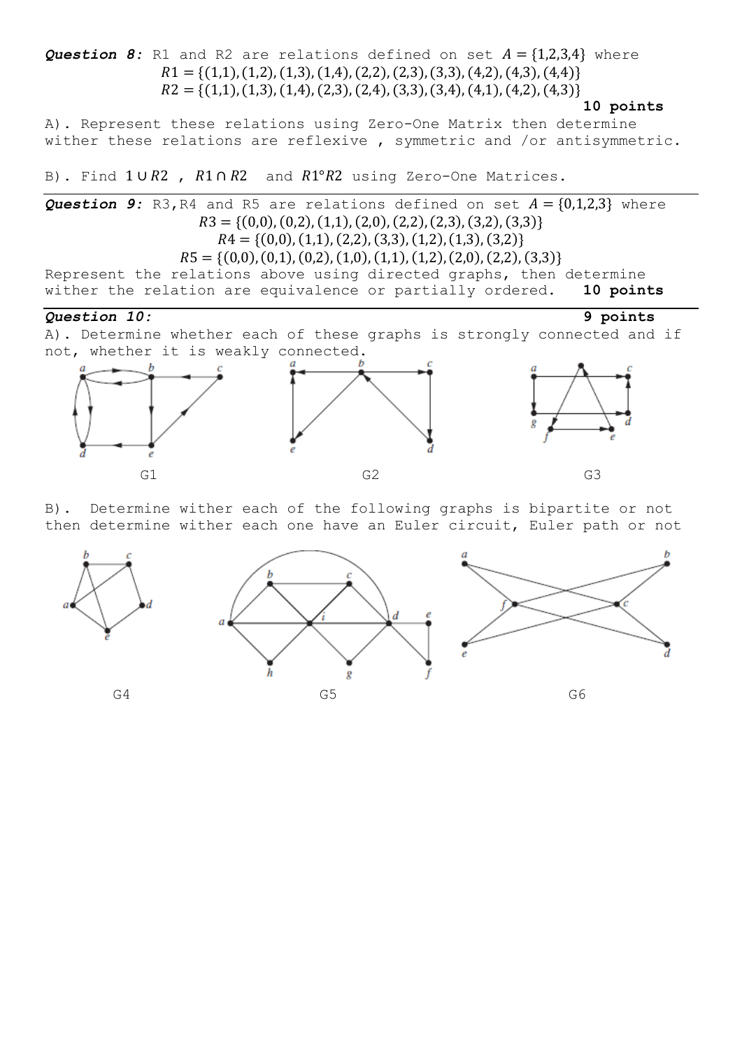***Question 8:*** R1 and R2 are relations defined on set $A = \{1,2,3,4\}$ where

$$R1 = \{(1,1),(1,2),(1,3),(1,4),(2,2),(2,3),(3,3),(4,2),(4,3),(4,4)\}$$

$$R2 = \{(1,1),(1,3),(1,4),(2,3),(2,4),(3,3),(3,4),(4,1),(4,2),(4,3)\}$$

**10 points**

A). Represent these relations using Zero-One Matrix then determine wither these relations are reflexive , symmetric and /or antisymmetric.

B). Find $1 \cup R2$ , $R1 \cap R2$ and $R1 \circ R2$ using Zero-One Matrices.

***Question 9:*** R3,R4 and R5 are relations defined on set $A = \{0,1,2,3\}$ where

$$R3 = \{(0,0),(0,2),(1,1),(2,0),(2,2),(2,3),(3,2),(3,3)\}$$

$$R4 = \{(0,0),(1,1),(2,2),(3,3),(1,2),(1,3),(3,2)\}$$

$$R5 = \{(0,0),(0,1),(0,2),(1,0),(1,1),(1,2),(2,0),(2,2),(3,3)\}$$

Represent the relations above using directed graphs, then determine wither the relation are equivalence or partially ordered. **10 points**

***Question 10:*** **9 points**

A). Determine whether each of these graphs is strongly connected and if not, whether it is weakly connected.

G1

G2

G3

B). Determine wither each of the following graphs is bipartite or not then determine wither each one have an Euler circuit, Euler path or not

G4

G5

G6